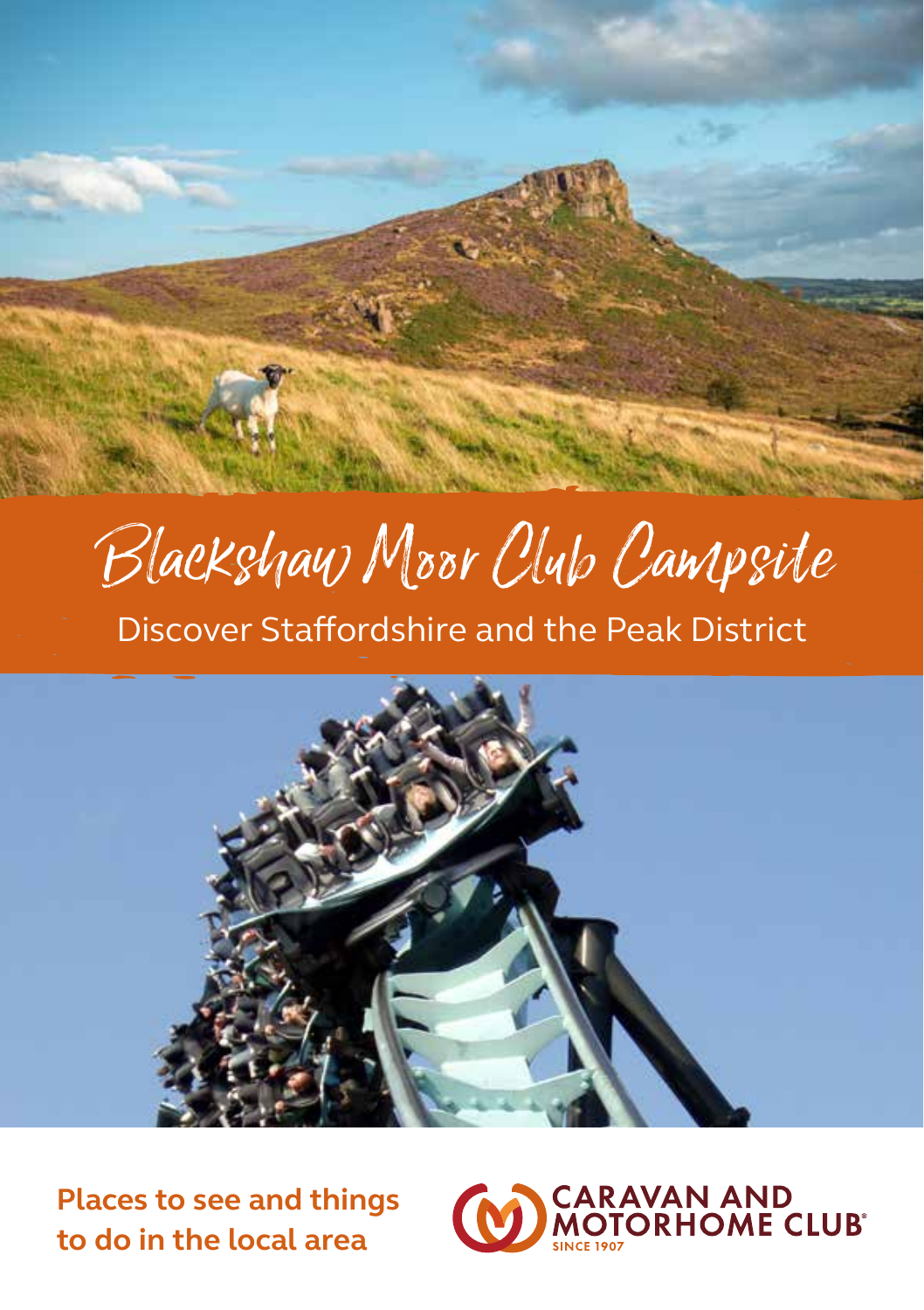# Blackshaw Moor Club Campsite

## Discover Staffordshire and the Peak District

**Places to see and things to do in the local area**

CARAVAN AND MOTORHOME CLUB®
SINCE 1907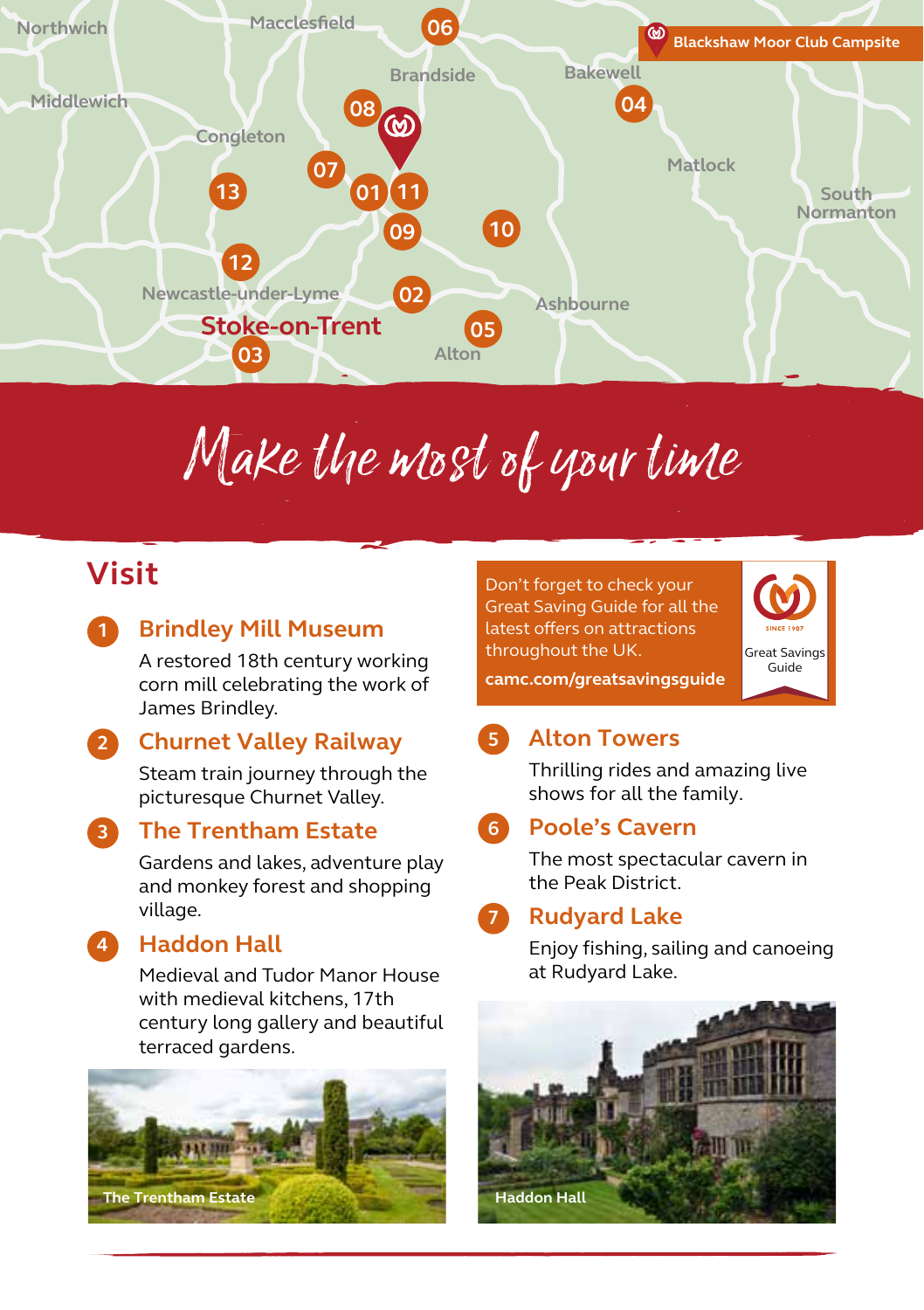Northwich Macclesfield 06 Blackshaw Moor Club Campsite

Brandside Bakewell

Middlewich 08 04

Congleton Matlock

07 01 11

13 09 10 South Normanton

12

Newcastle-under-Lyme 02 Ashbourne

Stoke-on-Trent 05

03 Alton

# Make the most of your time

## Visit

1. **Brindley Mill Museum**

   A restored 18th century working corn mill celebrating the work of James Brindley.

2. **Churnet Valley Railway**

   Steam train journey through the picturesque Churnet Valley.

3. **The Trentham Estate**

   Gardens and lakes, adventure play and monkey forest and shopping village.

4. **Haddon Hall**

   Medieval and Tudor Manor House with medieval kitchens, 17th century long gallery and beautiful terraced gardens.

The Trentham Estate

Don't forget to check your Great Saving Guide for all the latest offers on attractions throughout the UK.

camc.com/greatsavingsguide

SINCE 1907

Great Savings Guide

5. **Alton Towers**

   Thrilling rides and amazing live shows for all the family.

6. **Poole's Cavern**

   The most spectacular cavern in the Peak District.

7. **Rudyard Lake**

   Enjoy fishing, sailing and canoeing at Rudyard Lake.

Haddon Hall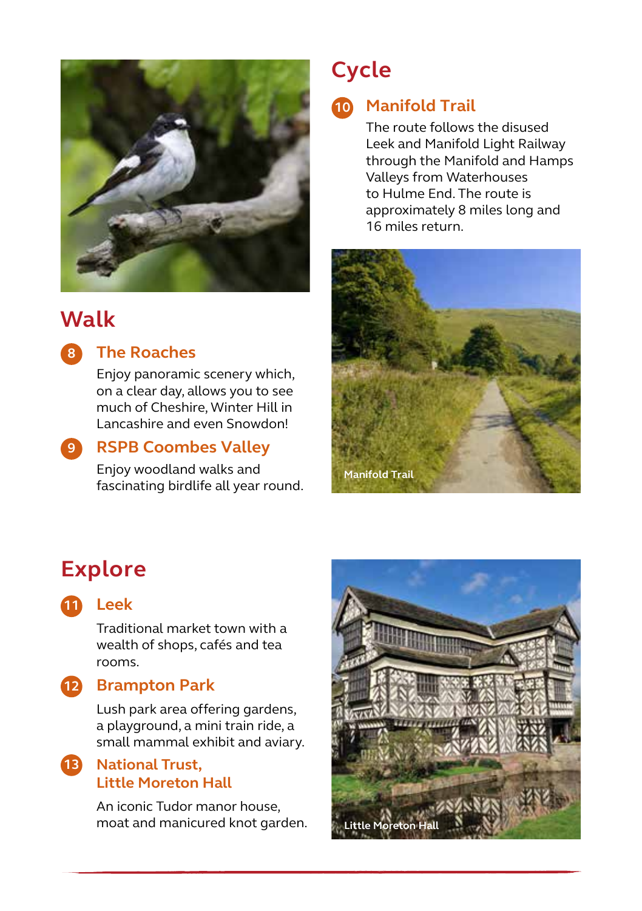## Walk

### 8 The Roaches

Enjoy panoramic scenery which, on a clear day, allows you to see much of Cheshire, Winter Hill in Lancashire and even Snowdon!

### 9 RSPB Coombes Valley

Enjoy woodland walks and fascinating birdlife all year round.

## Cycle

### 10 Manifold Trail

The route follows the disused Leek and Manifold Light Railway through the Manifold and Hamps Valleys from Waterhouses to Hulme End. The route is approximately 8 miles long and 16 miles return.

Manifold Trail

## Explore

### 11 Leek

Traditional market town with a wealth of shops, cafés and tea rooms.

### 12 Brampton Park

Lush park area offering gardens, a playground, a mini train ride, a small mammal exhibit and aviary.

### 13 National Trust, Little Moreton Hall

An iconic Tudor manor house, moat and manicured knot garden.

Little Moreton Hall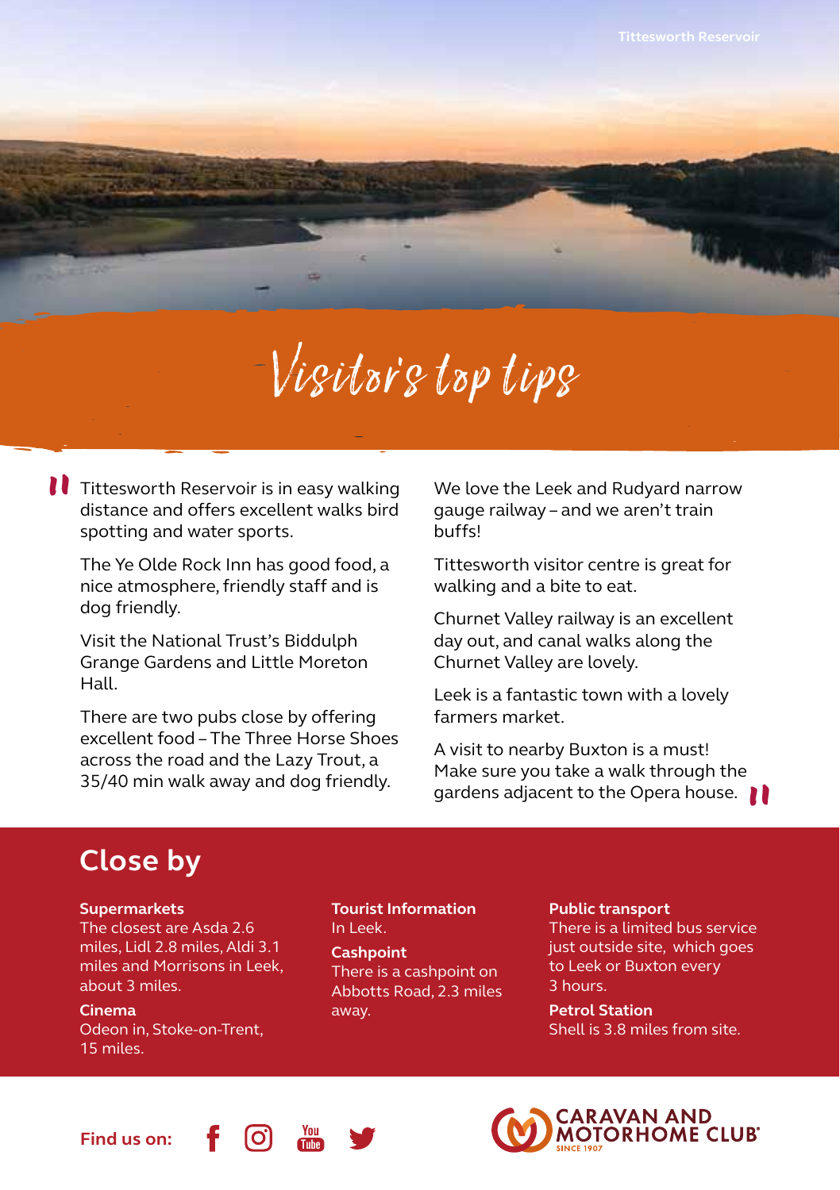Tittesworth Reservoir

# Visitor's top tips

Tittesworth Reservoir is in easy walking distance and offers excellent walks bird spotting and water sports.

The Ye Olde Rock Inn has good food, a nice atmosphere, friendly staff and is dog friendly.

Visit the National Trust's Biddulph Grange Gardens and Little Moreton Hall.

There are two pubs close by offering excellent food – The Three Horse Shoes across the road and the Lazy Trout, a 35/40 min walk away and dog friendly.

We love the Leek and Rudyard narrow gauge railway – and we aren't train buffs!

Tittesworth visitor centre is great for walking and a bite to eat.

Churnet Valley railway is an excellent day out, and canal walks along the Churnet Valley are lovely.

Leek is a fantastic town with a lovely farmers market.

A visit to nearby Buxton is a must! Make sure you take a walk through the gardens adjacent to the Opera house.

## Close by

**Supermarkets**
The closest are Asda 2.6 miles, Lidl 2.8 miles, Aldi 3.1 miles and Morrisons in Leek, about 3 miles.

**Cinema**
Odeon in, Stoke-on-Trent, 15 miles.

**Tourist Information**
In Leek.

**Cashpoint**
There is a cashpoint on Abbotts Road, 2.3 miles away.

**Public transport**
There is a limited bus service just outside site, which goes to Leek or Buxton every 3 hours.

**Petrol Station**
Shell is 3.8 miles from site.

**Find us on:**

CARAVAN AND MOTORHOME CLUB
SINCE 1907